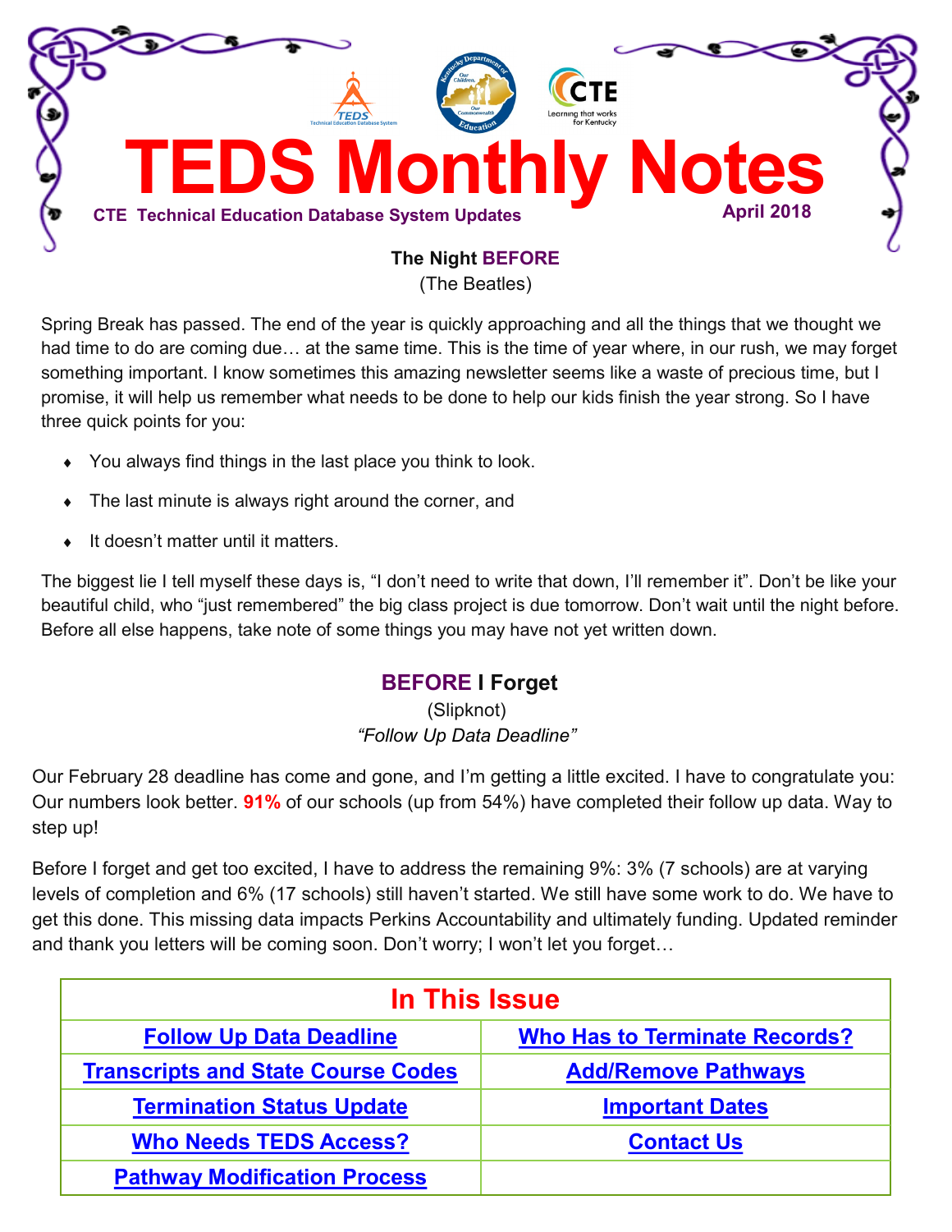# TEDS Monthly Notes

**CTE Technical Education Database System Updates**

**April 2018**

## The Night BEFORE

(The Beatles)

Spring Break has passed. The end of the year is quickly approaching and all the things that we thought we had time to do are coming due… at the same time. This is the time of year where, in our rush, we may forget something important. I know sometimes this amazing newsletter seems like a waste of precious time, but I promise, it will help us remember what needs to be done to help our kids finish the year strong. So I have three quick points for you:

- You always find things in the last place you think to look.
- The last minute is always right around the corner, and
- It doesn't matter until it matters.

The biggest lie I tell myself these days is, "I don't need to write that down, I'll remember it". Don't be like your beautiful child, who "just remembered" the big class project is due tomorrow. Don't wait until the night before. Before all else happens, take note of some things you may have not yet written down.

## BEFORE I Forget

(Slipknot)

*"Follow Up Data Deadline"*

Our February 28 deadline has come and gone, and I'm getting a little excited. I have to congratulate you: Our numbers look better. **91%** of our schools (up from 54%) have completed their follow up data. Way to step up!

Before I forget and get too excited, I have to address the remaining 9%: 3% (7 schools) are at varying levels of completion and 6% (17 schools) still haven't started. We still have some work to do. We have to get this done. This missing data impacts Perkins Accountability and ultimately funding. Updated reminder and thank you letters will be coming soon. Don't worry; I won't let you forget…

| In This Issue | |
|---|---|
| Follow Up Data Deadline | Who Has to Terminate Records? |
| Transcripts and State Course Codes | Add/Remove Pathways |
| Termination Status Update | Important Dates |
| Who Needs TEDS Access? | Contact Us |
| Pathway Modification Process | |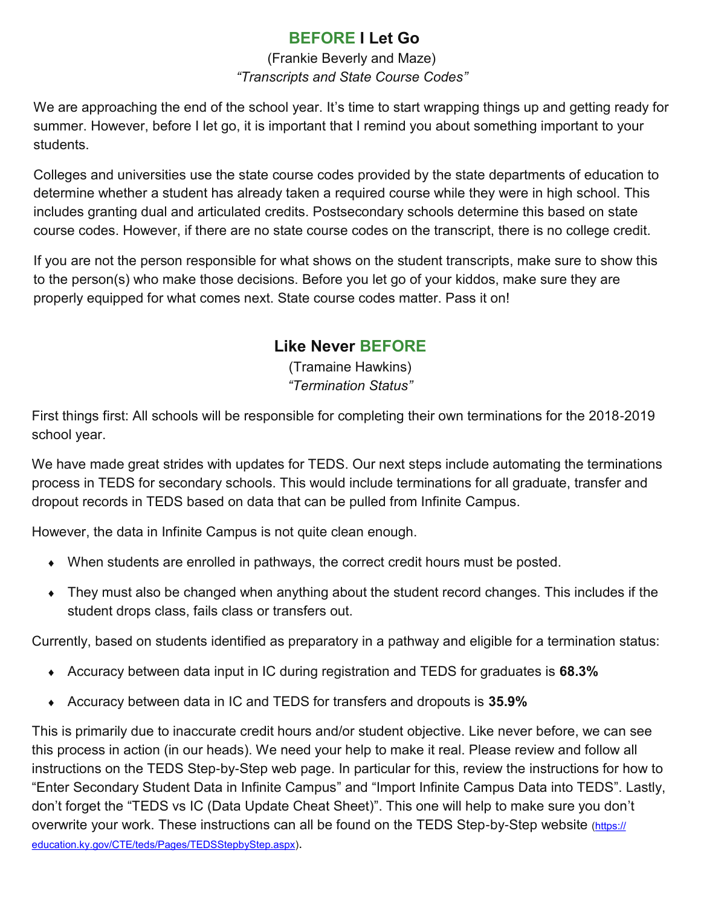## BEFORE I Let Go

(Frankie Beverly and Maze)

*"Transcripts and State Course Codes"*

We are approaching the end of the school year. It's time to start wrapping things up and getting ready for summer. However, before I let go, it is important that I remind you about something important to your students.

Colleges and universities use the state course codes provided by the state departments of education to determine whether a student has already taken a required course while they were in high school. This includes granting dual and articulated credits. Postsecondary schools determine this based on state course codes. However, if there are no state course codes on the transcript, there is no college credit.

If you are not the person responsible for what shows on the student transcripts, make sure to show this to the person(s) who make those decisions. Before you let go of your kiddos, make sure they are properly equipped for what comes next. State course codes matter. Pass it on!

## Like Never BEFORE

(Tramaine Hawkins)

*"Termination Status"*

First things first: All schools will be responsible for completing their own terminations for the 2018-2019 school year.

We have made great strides with updates for TEDS. Our next steps include automating the terminations process in TEDS for secondary schools. This would include terminations for all graduate, transfer and dropout records in TEDS based on data that can be pulled from Infinite Campus.

However, the data in Infinite Campus is not quite clean enough.

- When students are enrolled in pathways, the correct credit hours must be posted.
- They must also be changed when anything about the student record changes. This includes if the student drops class, fails class or transfers out.

Currently, based on students identified as preparatory in a pathway and eligible for a termination status:

- Accuracy between data input in IC during registration and TEDS for graduates is **68.3%**
- Accuracy between data in IC and TEDS for transfers and dropouts is **35.9%**

This is primarily due to inaccurate credit hours and/or student objective. Like never before, we can see this process in action (in our heads). We need your help to make it real. Please review and follow all instructions on the TEDS Step-by-Step web page. In particular for this, review the instructions for how to "Enter Secondary Student Data in Infinite Campus" and "Import Infinite Campus Data into TEDS". Lastly, don't forget the "TEDS vs IC (Data Update Cheat Sheet)". This one will help to make sure you don't overwrite your work. These instructions can all be found on the TEDS Step-by-Step website (https://education.ky.gov/CTE/teds/Pages/TEDSStepbyStep.aspx).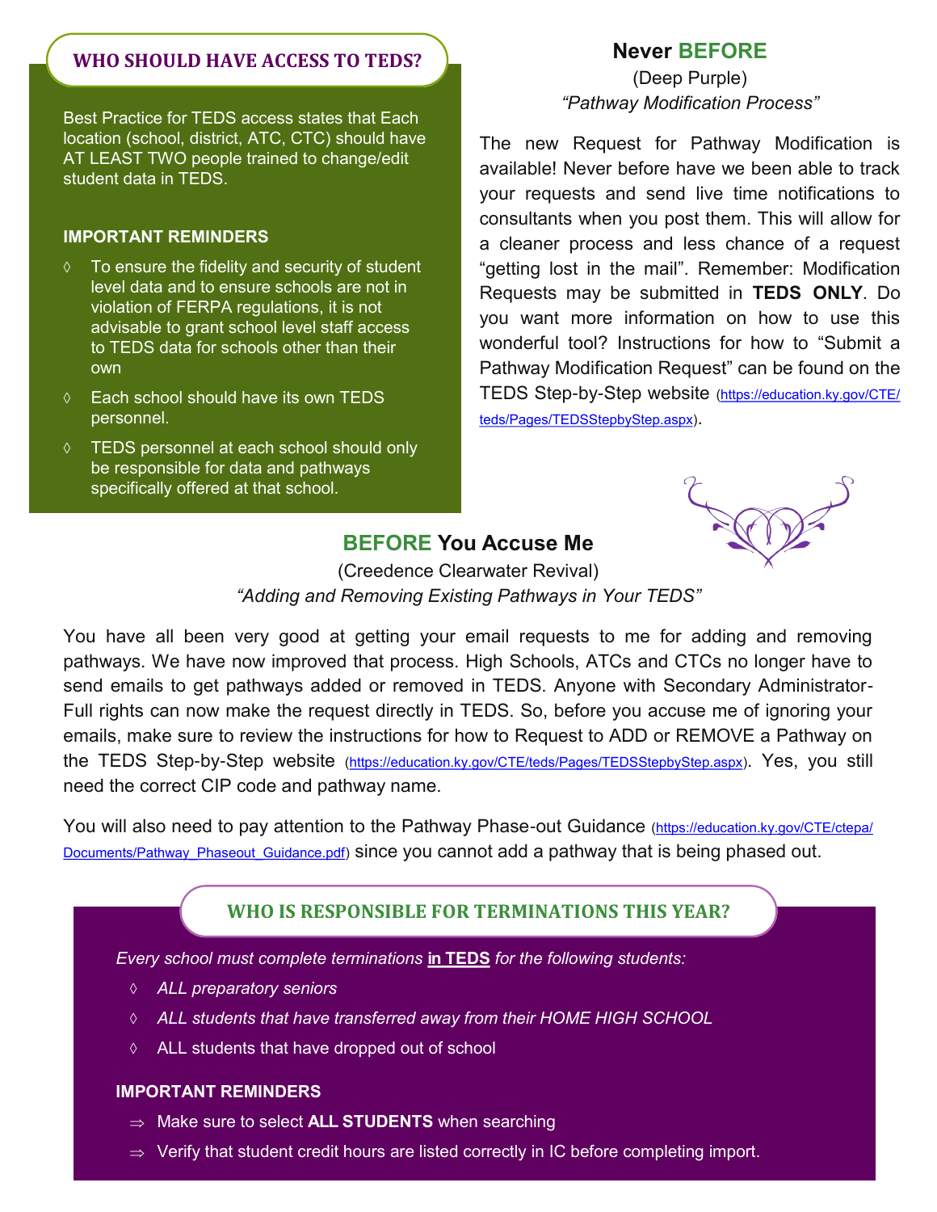## WHO SHOULD HAVE ACCESS TO TEDS?

Best Practice for TEDS access states that Each location (school, district, ATC, CTC) should have AT LEAST TWO people trained to change/edit student data in TEDS.

**IMPORTANT REMINDERS**

- To ensure the fidelity and security of student level data and to ensure schools are not in violation of FERPA regulations, it is not advisable to grant school level staff access to TEDS data for schools other than their own
- Each school should have its own TEDS personnel.
- TEDS personnel at each school should only be responsible for data and pathways specifically offered at that school.

## Never BEFORE

(Deep Purple)

*"Pathway Modification Process"*

The new Request for Pathway Modification is available! Never before have we been able to track your requests and send live time notifications to consultants when you post them. This will allow for a cleaner process and less chance of a request "getting lost in the mail". Remember: Modification Requests may be submitted in **TEDS ONLY**. Do you want more information on how to use this wonderful tool? Instructions for how to "Submit a Pathway Modification Request" can be found on the TEDS Step-by-Step website (https://education.ky.gov/CTE/teds/Pages/TEDSStepbyStep.aspx).

## BEFORE You Accuse Me

(Creedence Clearwater Revival)

*"Adding and Removing Existing Pathways in Your TEDS"*

You have all been very good at getting your email requests to me for adding and removing pathways. We have now improved that process. High Schools, ATCs and CTCs no longer have to send emails to get pathways added or removed in TEDS. Anyone with Secondary Administrator-Full rights can now make the request directly in TEDS. So, before you accuse me of ignoring your emails, make sure to review the instructions for how to Request to ADD or REMOVE a Pathway on the TEDS Step-by-Step website (https://education.ky.gov/CTE/teds/Pages/TEDSStepbyStep.aspx). Yes, you still need the correct CIP code and pathway name.

You will also need to pay attention to the Pathway Phase-out Guidance (https://education.ky.gov/CTE/ctepa/Documents/Pathway_Phaseout_Guidance.pdf) since you cannot add a pathway that is being phased out.

## WHO IS RESPONSIBLE FOR TERMINATIONS THIS YEAR?

*Every school must complete terminations **in TEDS** for the following students:*

- *ALL preparatory seniors*
- *ALL students that have transferred away from their HOME HIGH SCHOOL*
- ALL students that have dropped out of school

**IMPORTANT REMINDERS**

- Make sure to select **ALL STUDENTS** when searching
- Verify that student credit hours are listed correctly in IC before completing import.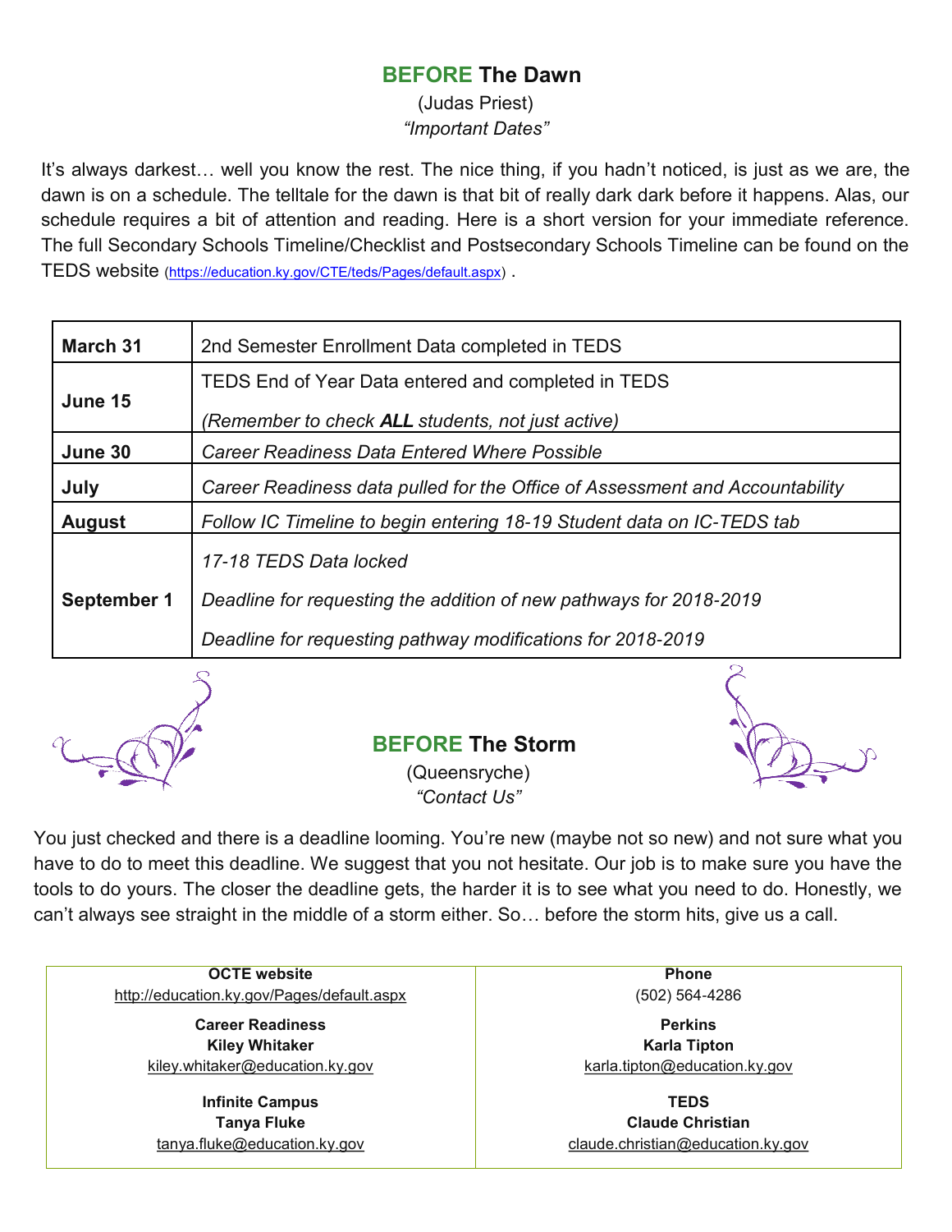## **BEFORE** The Dawn

(Judas Priest)

*"Important Dates"*

It's always darkest… well you know the rest. The nice thing, if you hadn't noticed, is just as we are, the dawn is on a schedule. The telltale for the dawn is that bit of really dark dark before it happens. Alas, our schedule requires a bit of attention and reading. Here is a short version for your immediate reference. The full Secondary Schools Timeline/Checklist and Postsecondary Schools Timeline can be found on the TEDS website (https://education.ky.gov/CTE/teds/Pages/default.aspx) .

| | |
|---|---|
| **March 31** | 2nd Semester Enrollment Data completed in TEDS |
| **June 15** | TEDS End of Year Data entered and completed in TEDS<br>*(Remember to check **ALL** students, not just active)* |
| **June 30** | *Career Readiness Data Entered Where Possible* |
| **July** | *Career Readiness data pulled for the Office of Assessment and Accountability* |
| **August** | *Follow IC Timeline to begin entering 18-19 Student data on IC-TEDS tab* |
| **September 1** | *17-18 TEDS Data locked*<br>*Deadline for requesting the addition of new pathways for 2018-2019*<br>*Deadline for requesting pathway modifications for 2018-2019* |

## **BEFORE** The Storm

(Queensryche)

*"Contact Us"*

You just checked and there is a deadline looming. You're new (maybe not so new) and not sure what you have to do to meet this deadline. We suggest that you not hesitate. Our job is to make sure you have the tools to do yours. The closer the deadline gets, the harder it is to see what you need to do. Honestly, we can't always see straight in the middle of a storm either. So… before the storm hits, give us a call.

| | |
|---|---|
| **OCTE website**<br>http://education.ky.gov/Pages/default.aspx | **Phone**<br>(502) 564-4286 |
| **Career Readiness**<br>**Kiley Whitaker**<br>kiley.whitaker@education.ky.gov | **Perkins**<br>**Karla Tipton**<br>karla.tipton@education.ky.gov |
| **Infinite Campus**<br>**Tanya Fluke**<br>tanya.fluke@education.ky.gov | **TEDS**<br>**Claude Christian**<br>claude.christian@education.ky.gov |